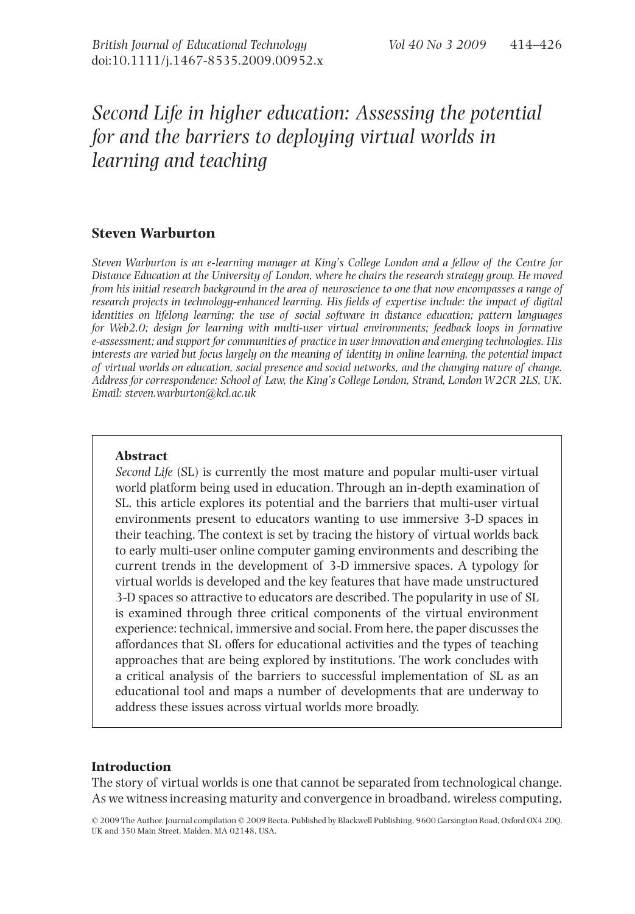# *Second Life in higher education: Assessing the potential for and the barriers to deploying virtual worlds in learning and teaching*

**Steven Warburton**

*Steven Warburton is an e-learning manager at King's College London and a fellow of the Centre for Distance Education at the University of London, where he chairs the research strategy group. He moved from his initial research background in the area of neuroscience to one that now encompasses a range of research projects in technology-enhanced learning. His fields of expertise include: the impact of digital identities on lifelong learning; the use of social software in distance education; pattern languages for Web2.0; design for learning with multi-user virtual environments; feedback loops in formative e-assessment; and support for communities of practice in user innovation and emerging technologies. His interests are varied but focus largely on the meaning of identity in online learning, the potential impact of virtual worlds on education, social presence and social networks, and the changing nature of change. Address for correspondence: School of Law, the King's College London, Strand, London W2CR 2LS, UK. Email: steven.warburton@kcl.ac.uk*

## Abstract

*Second Life* (SL) is currently the most mature and popular multi-user virtual world platform being used in education. Through an in-depth examination of SL, this article explores its potential and the barriers that multi-user virtual environments present to educators wanting to use immersive 3-D spaces in their teaching. The context is set by tracing the history of virtual worlds back to early multi-user online computer gaming environments and describing the current trends in the development of 3-D immersive spaces. A typology for virtual worlds is developed and the key features that have made unstructured 3-D spaces so attractive to educators are described. The popularity in use of SL is examined through three critical components of the virtual environment experience: technical, immersive and social. From here, the paper discusses the affordances that SL offers for educational activities and the types of teaching approaches that are being explored by institutions. The work concludes with a critical analysis of the barriers to successful implementation of SL as an educational tool and maps a number of developments that are underway to address these issues across virtual worlds more broadly.

## Introduction

The story of virtual worlds is one that cannot be separated from technological change. As we witness increasing maturity and convergence in broadband, wireless computing,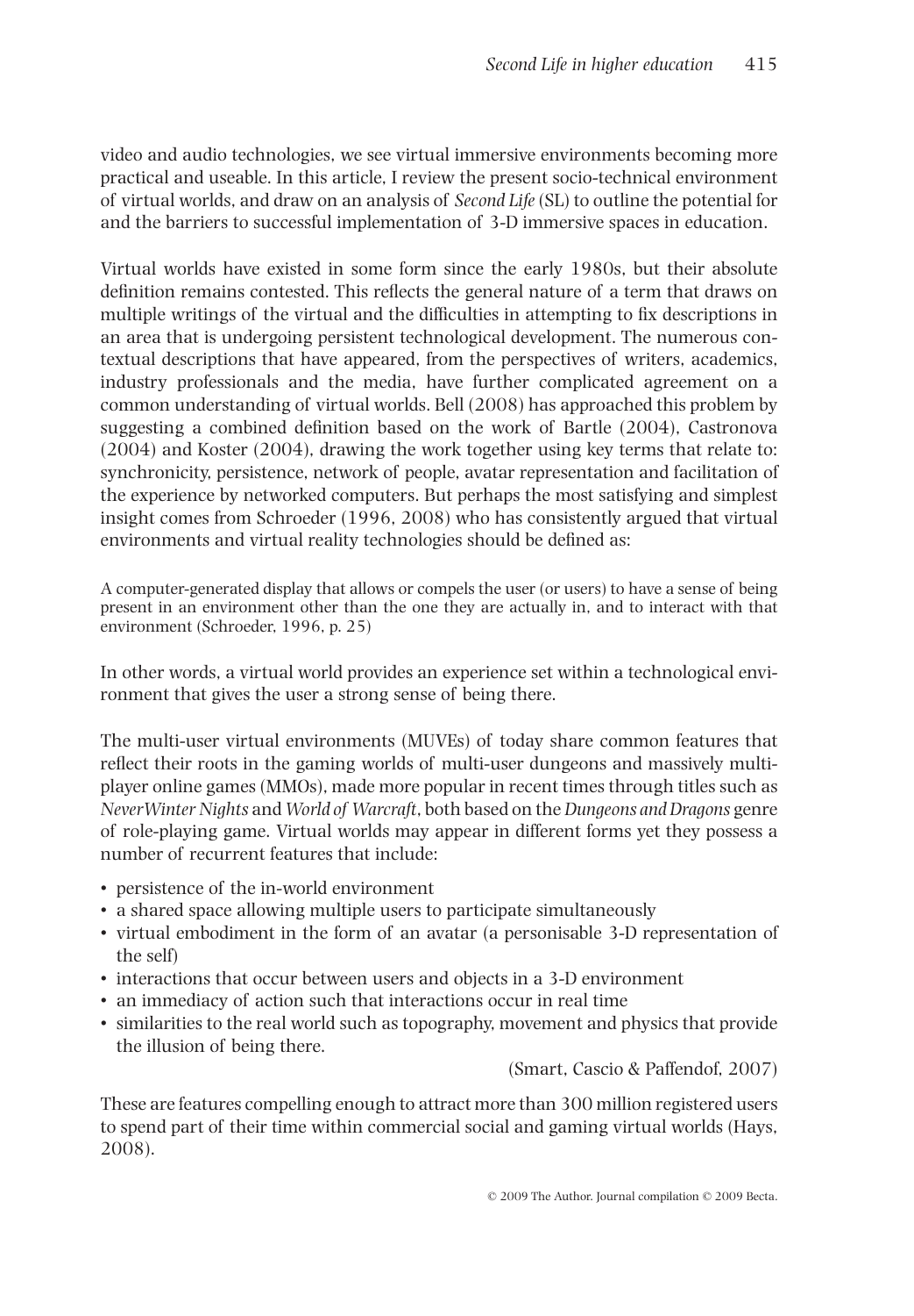video and audio technologies, we see virtual immersive environments becoming more practical and useable. In this article, I review the present socio-technical environment of virtual worlds, and draw on an analysis of *Second Life* (SL) to outline the potential for and the barriers to successful implementation of 3-D immersive spaces in education.

Virtual worlds have existed in some form since the early 1980s, but their absolute definition remains contested. This reflects the general nature of a term that draws on multiple writings of the virtual and the difficulties in attempting to fix descriptions in an area that is undergoing persistent technological development. The numerous contextual descriptions that have appeared, from the perspectives of writers, academics, industry professionals and the media, have further complicated agreement on a common understanding of virtual worlds. Bell (2008) has approached this problem by suggesting a combined definition based on the work of Bartle (2004), Castronova (2004) and Koster (2004), drawing the work together using key terms that relate to: synchronicity, persistence, network of people, avatar representation and facilitation of the experience by networked computers. But perhaps the most satisfying and simplest insight comes from Schroeder (1996, 2008) who has consistently argued that virtual environments and virtual reality technologies should be defined as:

> A computer-generated display that allows or compels the user (or users) to have a sense of being present in an environment other than the one they are actually in, and to interact with that environment (Schroeder, 1996, p. 25)

In other words, a virtual world provides an experience set within a technological environment that gives the user a strong sense of being there.

The multi-user virtual environments (MUVEs) of today share common features that reflect their roots in the gaming worlds of multi-user dungeons and massively multi-player online games (MMOs), made more popular in recent times through titles such as *NeverWinter Nights* and *World of Warcraft*, both based on the *Dungeons and Dragons* genre of role-playing game. Virtual worlds may appear in different forms yet they possess a number of recurrent features that include:

- persistence of the in-world environment
- a shared space allowing multiple users to participate simultaneously
- virtual embodiment in the form of an avatar (a personisable 3-D representation of the self)
- interactions that occur between users and objects in a 3-D environment
- an immediacy of action such that interactions occur in real time
- similarities to the real world such as topography, movement and physics that provide the illusion of being there.

(Smart, Cascio & Paffendof, 2007)

These are features compelling enough to attract more than 300 million registered users to spend part of their time within commercial social and gaming virtual worlds (Hays, 2008).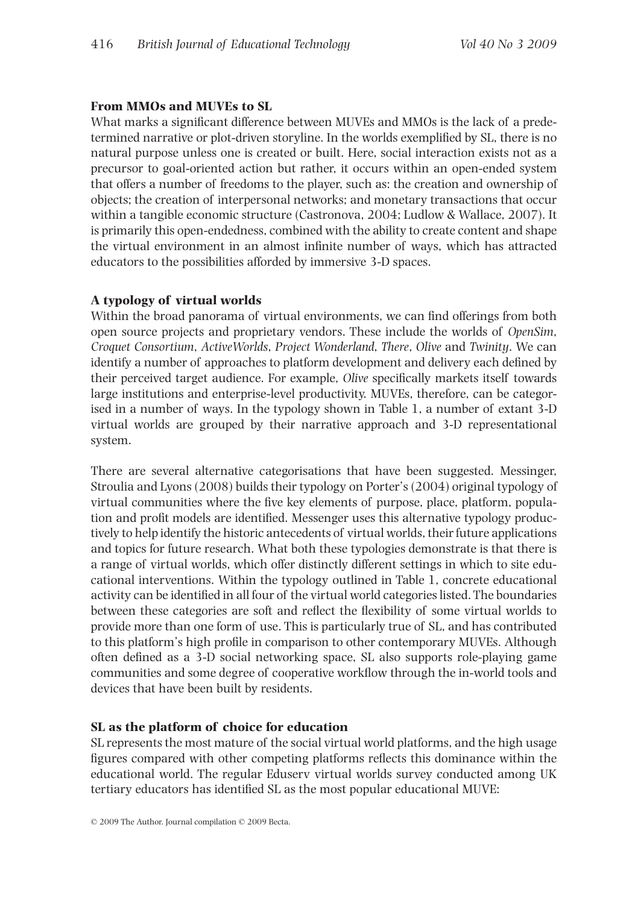## From MMOs and MUVEs to SL

What marks a significant difference between MUVEs and MMOs is the lack of a predetermined narrative or plot-driven storyline. In the worlds exemplified by SL, there is no natural purpose unless one is created or built. Here, social interaction exists not as a precursor to goal-oriented action but rather, it occurs within an open-ended system that offers a number of freedoms to the player, such as: the creation and ownership of objects; the creation of interpersonal networks; and monetary transactions that occur within a tangible economic structure (Castronova, 2004; Ludlow & Wallace, 2007). It is primarily this open-endedness, combined with the ability to create content and shape the virtual environment in an almost infinite number of ways, which has attracted educators to the possibilities afforded by immersive 3-D spaces.

## A typology of virtual worlds

Within the broad panorama of virtual environments, we can find offerings from both open source projects and proprietary vendors. These include the worlds of *OpenSim*, *Croquet Consortium*, *ActiveWorlds*, *Project Wonderland*, *There*, *Olive* and *Twinity*. We can identify a number of approaches to platform development and delivery each defined by their perceived target audience. For example, *Olive* specifically markets itself towards large institutions and enterprise-level productivity. MUVEs, therefore, can be categorised in a number of ways. In the typology shown in Table 1, a number of extant 3-D virtual worlds are grouped by their narrative approach and 3-D representational system.

There are several alternative categorisations that have been suggested. Messinger, Stroulia and Lyons (2008) builds their typology on Porter's (2004) original typology of virtual communities where the five key elements of purpose, place, platform, population and profit models are identified. Messenger uses this alternative typology productively to help identify the historic antecedents of virtual worlds, their future applications and topics for future research. What both these typologies demonstrate is that there is a range of virtual worlds, which offer distinctly different settings in which to site educational interventions. Within the typology outlined in Table 1, concrete educational activity can be identified in all four of the virtual world categories listed. The boundaries between these categories are soft and reflect the flexibility of some virtual worlds to provide more than one form of use. This is particularly true of SL, and has contributed to this platform's high profile in comparison to other contemporary MUVEs. Although often defined as a 3-D social networking space, SL also supports role-playing game communities and some degree of cooperative workflow through the in-world tools and devices that have been built by residents.

## SL as the platform of choice for education

SL represents the most mature of the social virtual world platforms, and the high usage figures compared with other competing platforms reflects this dominance within the educational world. The regular Eduserv virtual worlds survey conducted among UK tertiary educators has identified SL as the most popular educational MUVE: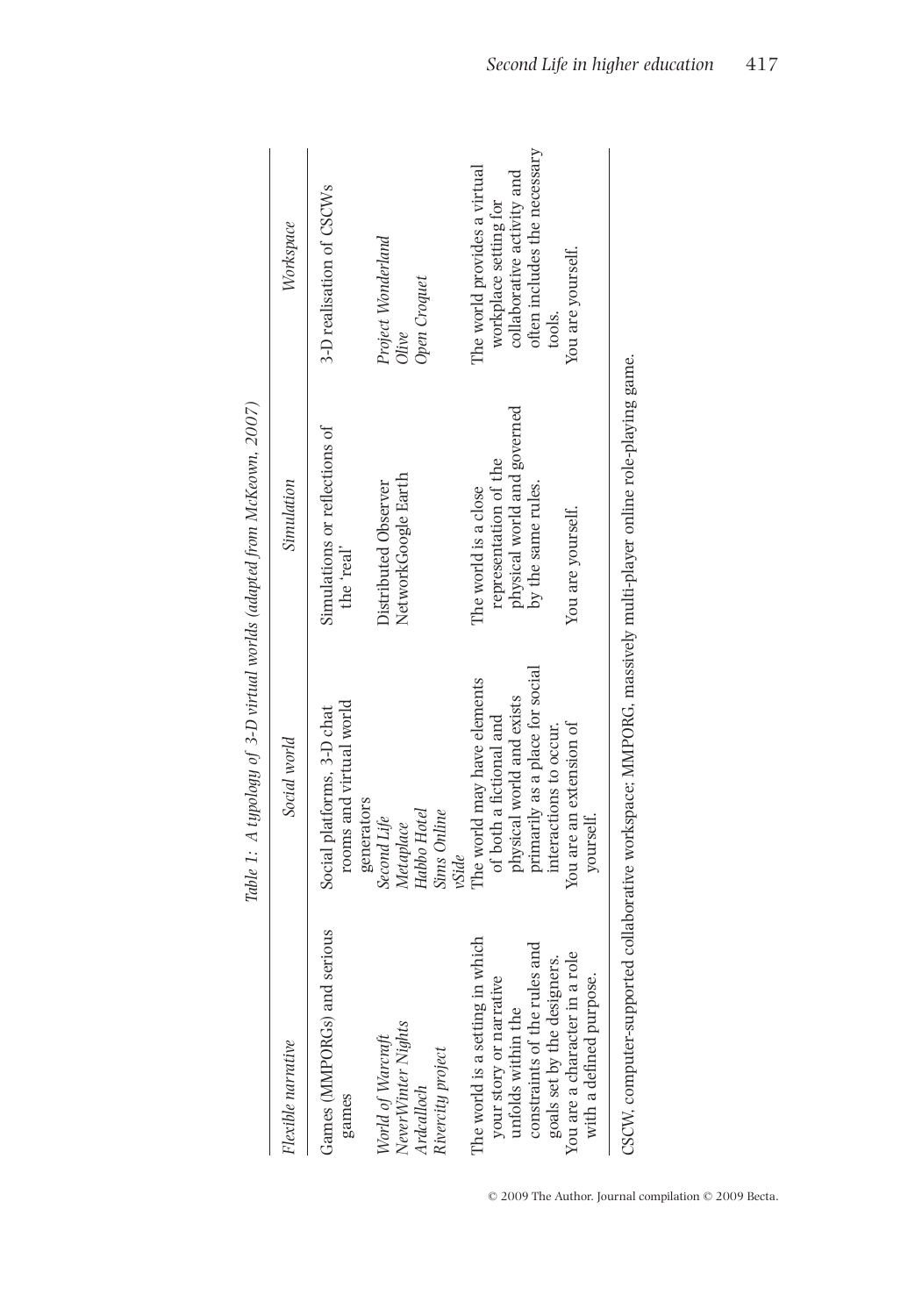Table 1: A typology of 3-D virtual worlds (adapted from McKeown, 2007)

| *Flexible narrative* | *Social world* | *Simulation* | *Workspace* |
| --- | --- | --- | --- |
| Games (MMPORGs) and serious games | Social platforms, 3-D chat rooms and virtual world generators | Simulations or reflections of the 'real' | 3-D realisation of CSCWs |
| *World of Warcraft*<br>*NeverWinter Nights*<br>*Ardcalloch*<br>*Rivercity project* | *Second Life*<br>*Metaplace*<br>*Habbo Hotel*<br>*Sims Online*<br>*vSide* | Distributed Observer NetworkGoogle Earth | *Project Wonderland*<br>*Olive*<br>*Open Croquet* |
| The world is a setting in which your story or narrative unfolds within the constraints of the rules and goals set by the designers.<br>You are a character in a role with a defined purpose. | The world may have elements of both a fictional and physical world and exists primarily as a place for social interactions to occur.<br>You are an extension of yourself. | The world is a close representation of the physical world and governed by the same rules.<br>You are yourself. | The world provides a virtual workplace setting for collaborative activity and often includes the necessary tools.<br>You are yourself. |

CSCW, computer-supported collaborative workspace; MMPORG, massively multi-player online role-playing game.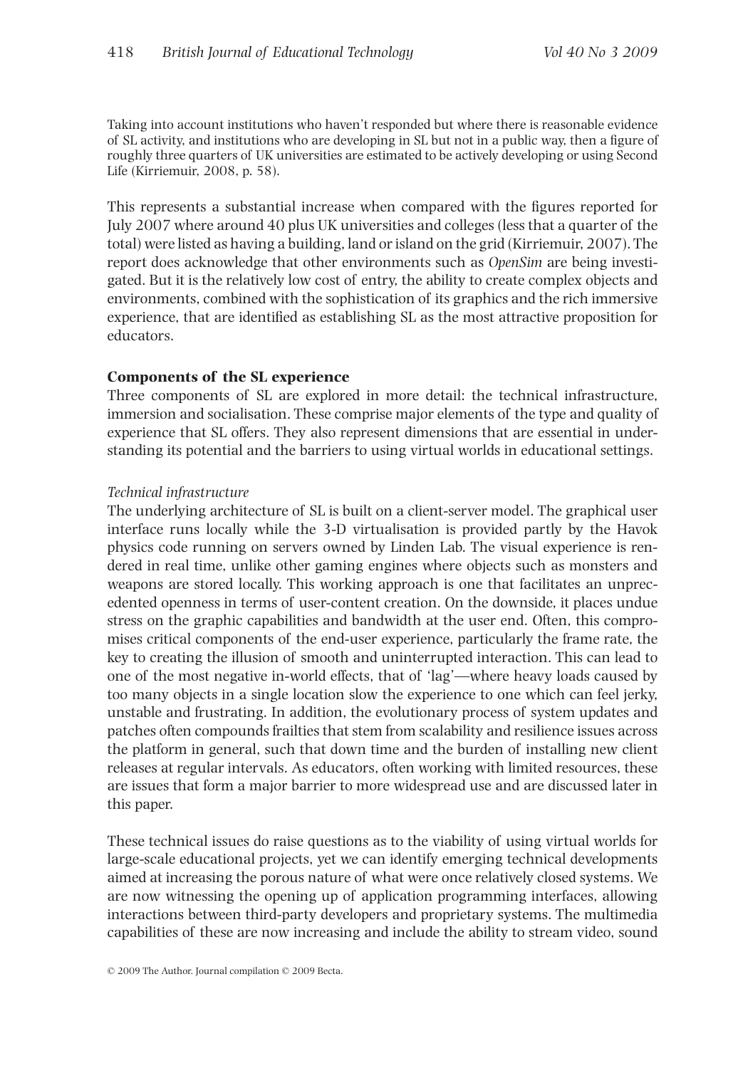Taking into account institutions who haven't responded but where there is reasonable evidence of SL activity, and institutions who are developing in SL but not in a public way, then a figure of roughly three quarters of UK universities are estimated to be actively developing or using Second Life (Kirriemuir, 2008, p. 58).

This represents a substantial increase when compared with the figures reported for July 2007 where around 40 plus UK universities and colleges (less that a quarter of the total) were listed as having a building, land or island on the grid (Kirriemuir, 2007). The report does acknowledge that other environments such as *OpenSim* are being investigated. But it is the relatively low cost of entry, the ability to create complex objects and environments, combined with the sophistication of its graphics and the rich immersive experience, that are identified as establishing SL as the most attractive proposition for educators.

### Components of the SL experience

Three components of SL are explored in more detail: the technical infrastructure, immersion and socialisation. These comprise major elements of the type and quality of experience that SL offers. They also represent dimensions that are essential in understanding its potential and the barriers to using virtual worlds in educational settings.

#### *Technical infrastructure*

The underlying architecture of SL is built on a client-server model. The graphical user interface runs locally while the 3-D virtualisation is provided partly by the Havok physics code running on servers owned by Linden Lab. The visual experience is rendered in real time, unlike other gaming engines where objects such as monsters and weapons are stored locally. This working approach is one that facilitates an unprecedented openness in terms of user-content creation. On the downside, it places undue stress on the graphic capabilities and bandwidth at the user end. Often, this compromises critical components of the end-user experience, particularly the frame rate, the key to creating the illusion of smooth and uninterrupted interaction. This can lead to one of the most negative in-world effects, that of 'lag'—where heavy loads caused by too many objects in a single location slow the experience to one which can feel jerky, unstable and frustrating. In addition, the evolutionary process of system updates and patches often compounds frailties that stem from scalability and resilience issues across the platform in general, such that down time and the burden of installing new client releases at regular intervals. As educators, often working with limited resources, these are issues that form a major barrier to more widespread use and are discussed later in this paper.

These technical issues do raise questions as to the viability of using virtual worlds for large-scale educational projects, yet we can identify emerging technical developments aimed at increasing the porous nature of what were once relatively closed systems. We are now witnessing the opening up of application programming interfaces, allowing interactions between third-party developers and proprietary systems. The multimedia capabilities of these are now increasing and include the ability to stream video, sound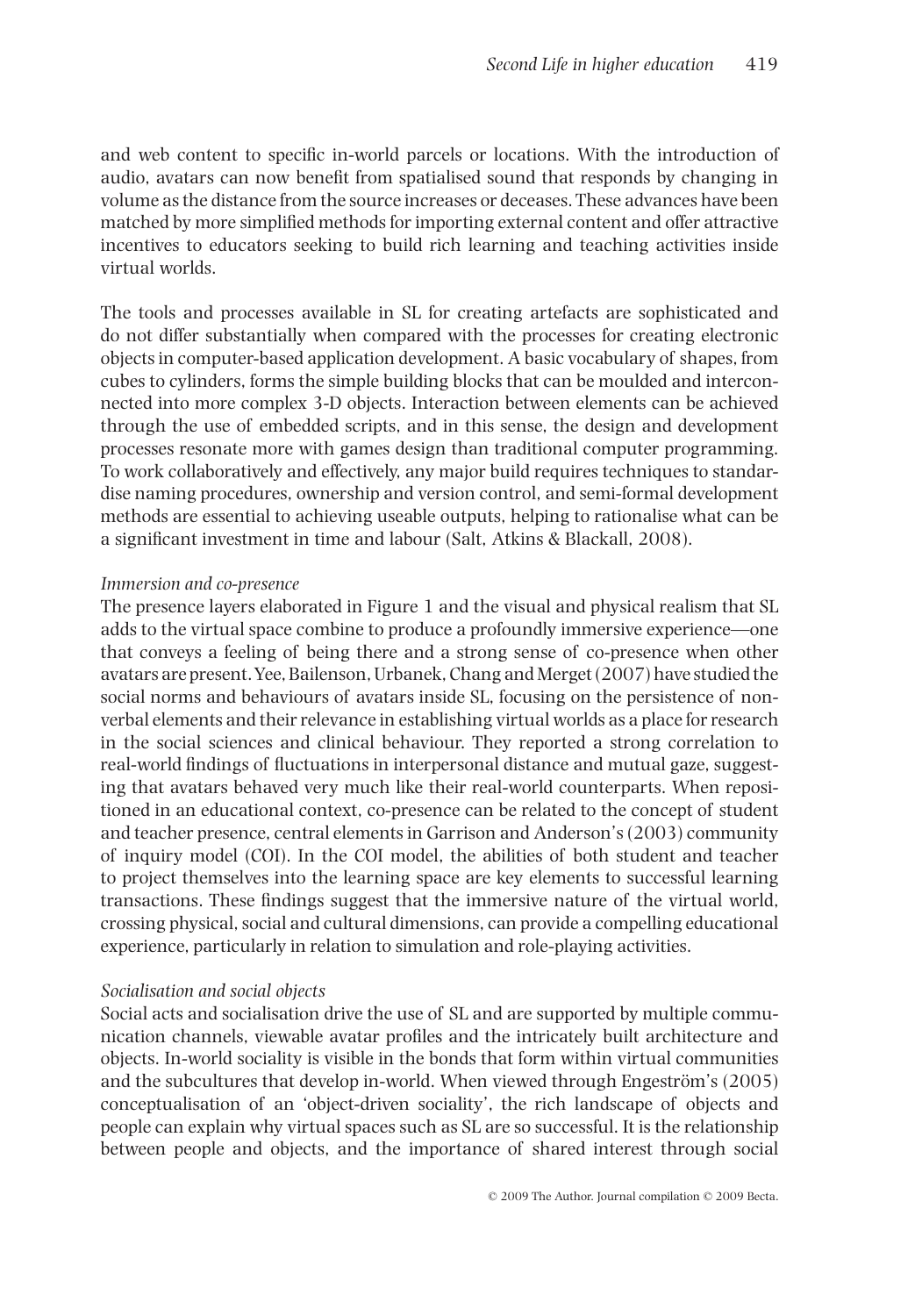and web content to specific in-world parcels or locations. With the introduction of audio, avatars can now benefit from spatialised sound that responds by changing in volume as the distance from the source increases or deceases. These advances have been matched by more simplified methods for importing external content and offer attractive incentives to educators seeking to build rich learning and teaching activities inside virtual worlds.

The tools and processes available in SL for creating artefacts are sophisticated and do not differ substantially when compared with the processes for creating electronic objects in computer-based application development. A basic vocabulary of shapes, from cubes to cylinders, forms the simple building blocks that can be moulded and interconnected into more complex 3-D objects. Interaction between elements can be achieved through the use of embedded scripts, and in this sense, the design and development processes resonate more with games design than traditional computer programming. To work collaboratively and effectively, any major build requires techniques to standardise naming procedures, ownership and version control, and semi-formal development methods are essential to achieving useable outputs, helping to rationalise what can be a significant investment in time and labour (Salt, Atkins & Blackall, 2008).

*Immersion and co-presence*

The presence layers elaborated in Figure 1 and the visual and physical realism that SL adds to the virtual space combine to produce a profoundly immersive experience—one that conveys a feeling of being there and a strong sense of co-presence when other avatars are present. Yee, Bailenson, Urbanek, Chang and Merget (2007) have studied the social norms and behaviours of avatars inside SL, focusing on the persistence of nonverbal elements and their relevance in establishing virtual worlds as a place for research in the social sciences and clinical behaviour. They reported a strong correlation to real-world findings of fluctuations in interpersonal distance and mutual gaze, suggesting that avatars behaved very much like their real-world counterparts. When repositioned in an educational context, co-presence can be related to the concept of student and teacher presence, central elements in Garrison and Anderson's (2003) community of inquiry model (COI). In the COI model, the abilities of both student and teacher to project themselves into the learning space are key elements to successful learning transactions. These findings suggest that the immersive nature of the virtual world, crossing physical, social and cultural dimensions, can provide a compelling educational experience, particularly in relation to simulation and role-playing activities.

*Socialisation and social objects*

Social acts and socialisation drive the use of SL and are supported by multiple communication channels, viewable avatar profiles and the intricately built architecture and objects. In-world sociality is visible in the bonds that form within virtual communities and the subcultures that develop in-world. When viewed through Engeström's (2005) conceptualisation of an 'object-driven sociality', the rich landscape of objects and people can explain why virtual spaces such as SL are so successful. It is the relationship between people and objects, and the importance of shared interest through social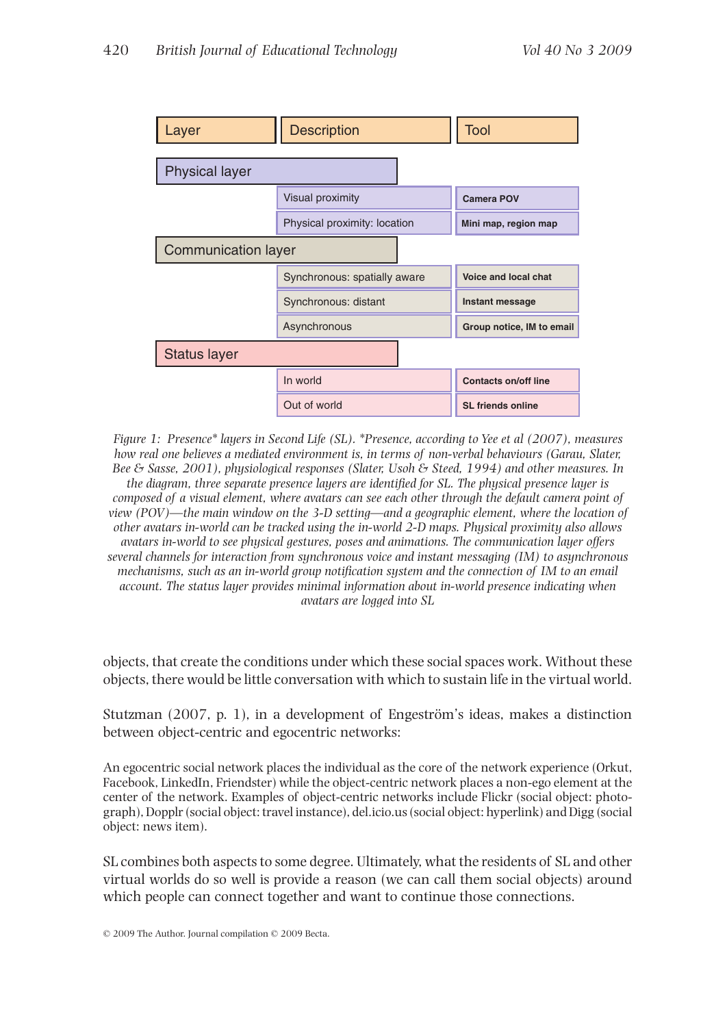| Layer | Description | Tool |
|---|---|---|
| Physical layer | | |
| | Visual proximity | Camera POV |
| | Physical proximity: location | Mini map, region map |
| Communication layer | | |
| | Synchronous: spatially aware | Voice and local chat |
| | Synchronous: distant | Instant message |
| | Asynchronous | Group notice, IM to email |
| Status layer | | |
| | In world | Contacts on/off line |
| | Out of world | SL friends online |

*Figure 1: Presence\* layers in Second Life (SL). \*Presence, according to Yee et al (2007), measures how real one believes a mediated environment is, in terms of non-verbal behaviours (Garau, Slater, Bee & Sasse, 2001), physiological responses (Slater, Usoh & Steed, 1994) and other measures. In the diagram, three separate presence layers are identified for SL. The physical presence layer is composed of a visual element, where avatars can see each other through the default camera point of view (POV)—the main window on the 3-D setting—and a geographic element, where the location of other avatars in-world can be tracked using the in-world 2-D maps. Physical proximity also allows avatars in-world to see physical gestures, poses and animations. The communication layer offers several channels for interaction from synchronous voice and instant messaging (IM) to asynchronous mechanisms, such as an in-world group notification system and the connection of IM to an email account. The status layer provides minimal information about in-world presence indicating when avatars are logged into SL*

objects, that create the conditions under which these social spaces work. Without these objects, there would be little conversation with which to sustain life in the virtual world.

Stutzman (2007, p. 1), in a development of Engeström's ideas, makes a distinction between object-centric and egocentric networks:

> An egocentric social network places the individual as the core of the network experience (Orkut, Facebook, LinkedIn, Friendster) while the object-centric network places a non-ego element at the center of the network. Examples of object-centric networks include Flickr (social object: photograph), Dopplr (social object: travel instance), del.icio.us (social object: hyperlink) and Digg (social object: news item).

SL combines both aspects to some degree. Ultimately, what the residents of SL and other virtual worlds do so well is provide a reason (we can call them social objects) around which people can connect together and want to continue those connections.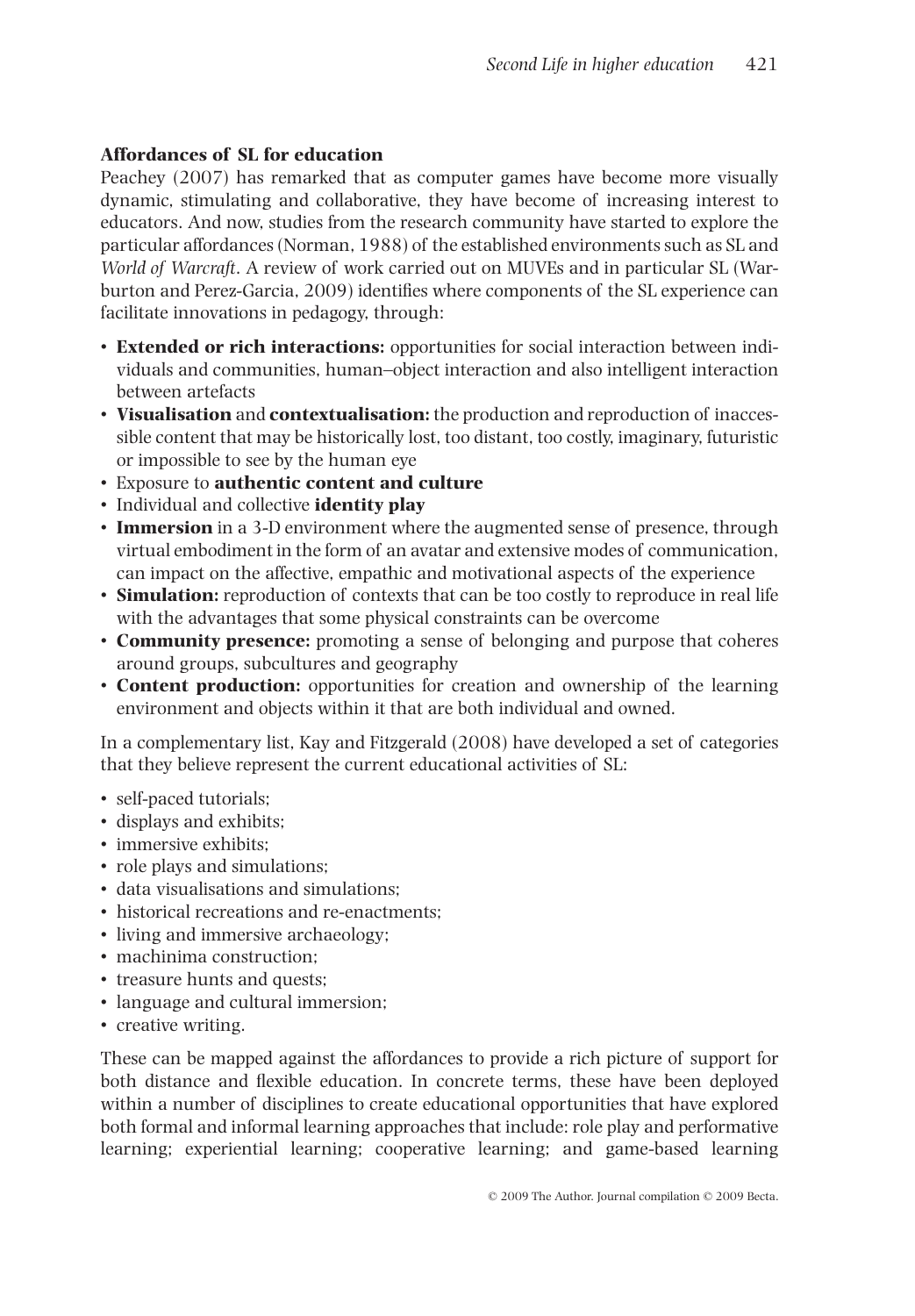### Affordances of SL for education

Peachey (2007) has remarked that as computer games have become more visually dynamic, stimulating and collaborative, they have become of increasing interest to educators. And now, studies from the research community have started to explore the particular affordances (Norman, 1988) of the established environments such as SL and *World of Warcraft*. A review of work carried out on MUVEs and in particular SL (Warburton and Perez-Garcia, 2009) identifies where components of the SL experience can facilitate innovations in pedagogy, through:

- **Extended or rich interactions:** opportunities for social interaction between individuals and communities, human–object interaction and also intelligent interaction between artefacts
- **Visualisation** and **contextualisation:** the production and reproduction of inaccessible content that may be historically lost, too distant, too costly, imaginary, futuristic or impossible to see by the human eye
- Exposure to **authentic content and culture**
- Individual and collective **identity play**
- **Immersion** in a 3-D environment where the augmented sense of presence, through virtual embodiment in the form of an avatar and extensive modes of communication, can impact on the affective, empathic and motivational aspects of the experience
- **Simulation:** reproduction of contexts that can be too costly to reproduce in real life with the advantages that some physical constraints can be overcome
- **Community presence:** promoting a sense of belonging and purpose that coheres around groups, subcultures and geography
- **Content production:** opportunities for creation and ownership of the learning environment and objects within it that are both individual and owned.

In a complementary list, Kay and Fitzgerald (2008) have developed a set of categories that they believe represent the current educational activities of SL:

- self-paced tutorials;
- displays and exhibits;
- immersive exhibits;
- role plays and simulations;
- data visualisations and simulations;
- historical recreations and re-enactments;
- living and immersive archaeology;
- machinima construction;
- treasure hunts and quests;
- language and cultural immersion;
- creative writing.

These can be mapped against the affordances to provide a rich picture of support for both distance and flexible education. In concrete terms, these have been deployed within a number of disciplines to create educational opportunities that have explored both formal and informal learning approaches that include: role play and performative learning; experiential learning; cooperative learning; and game-based learning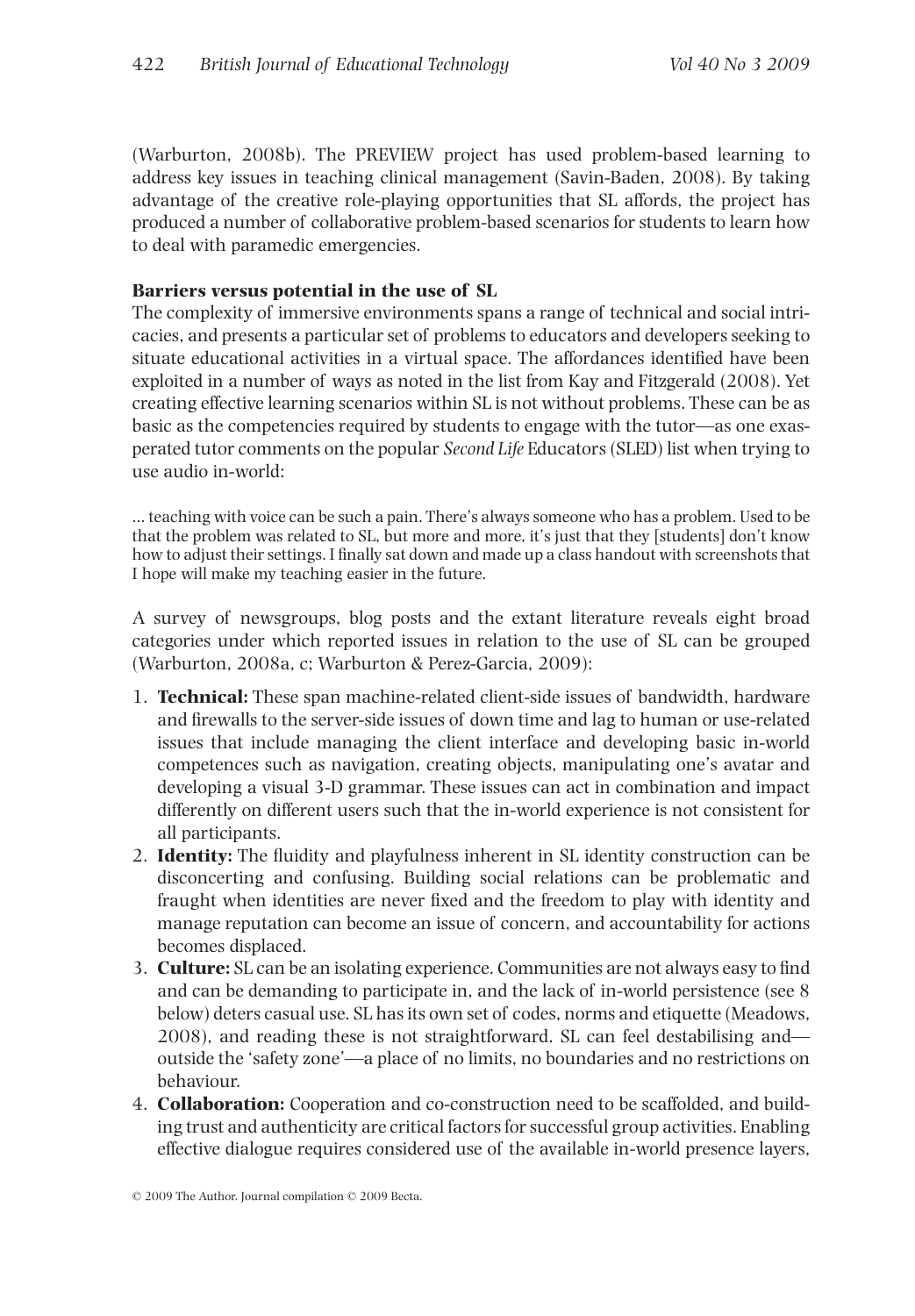(Warburton, 2008b). The PREVIEW project has used problem-based learning to address key issues in teaching clinical management (Savin-Baden, 2008). By taking advantage of the creative role-playing opportunities that SL affords, the project has produced a number of collaborative problem-based scenarios for students to learn how to deal with paramedic emergencies.

### Barriers versus potential in the use of SL

The complexity of immersive environments spans a range of technical and social intricacies, and presents a particular set of problems to educators and developers seeking to situate educational activities in a virtual space. The affordances identified have been exploited in a number of ways as noted in the list from Kay and Fitzgerald (2008). Yet creating effective learning scenarios within SL is not without problems. These can be as basic as the competencies required by students to engage with the tutor—as one exasperated tutor comments on the popular *Second Life* Educators (SLED) list when trying to use audio in-world:

> ... teaching with voice can be such a pain. There's always someone who has a problem. Used to be that the problem was related to SL, but more and more, it's just that they [students] don't know how to adjust their settings. I finally sat down and made up a class handout with screenshots that I hope will make my teaching easier in the future.

A survey of newsgroups, blog posts and the extant literature reveals eight broad categories under which reported issues in relation to the use of SL can be grouped (Warburton, 2008a, c; Warburton & Perez-Garcia, 2009):

1. **Technical:** These span machine-related client-side issues of bandwidth, hardware and firewalls to the server-side issues of down time and lag to human or use-related issues that include managing the client interface and developing basic in-world competences such as navigation, creating objects, manipulating one's avatar and developing a visual 3-D grammar. These issues can act in combination and impact differently on different users such that the in-world experience is not consistent for all participants.
2. **Identity:** The fluidity and playfulness inherent in SL identity construction can be disconcerting and confusing. Building social relations can be problematic and fraught when identities are never fixed and the freedom to play with identity and manage reputation can become an issue of concern, and accountability for actions becomes displaced.
3. **Culture:** SL can be an isolating experience. Communities are not always easy to find and can be demanding to participate in, and the lack of in-world persistence (see 8 below) deters casual use. SL has its own set of codes, norms and etiquette (Meadows, 2008), and reading these is not straightforward. SL can feel destabilising and—outside the 'safety zone'—a place of no limits, no boundaries and no restrictions on behaviour.
4. **Collaboration:** Cooperation and co-construction need to be scaffolded, and building trust and authenticity are critical factors for successful group activities. Enabling effective dialogue requires considered use of the available in-world presence layers,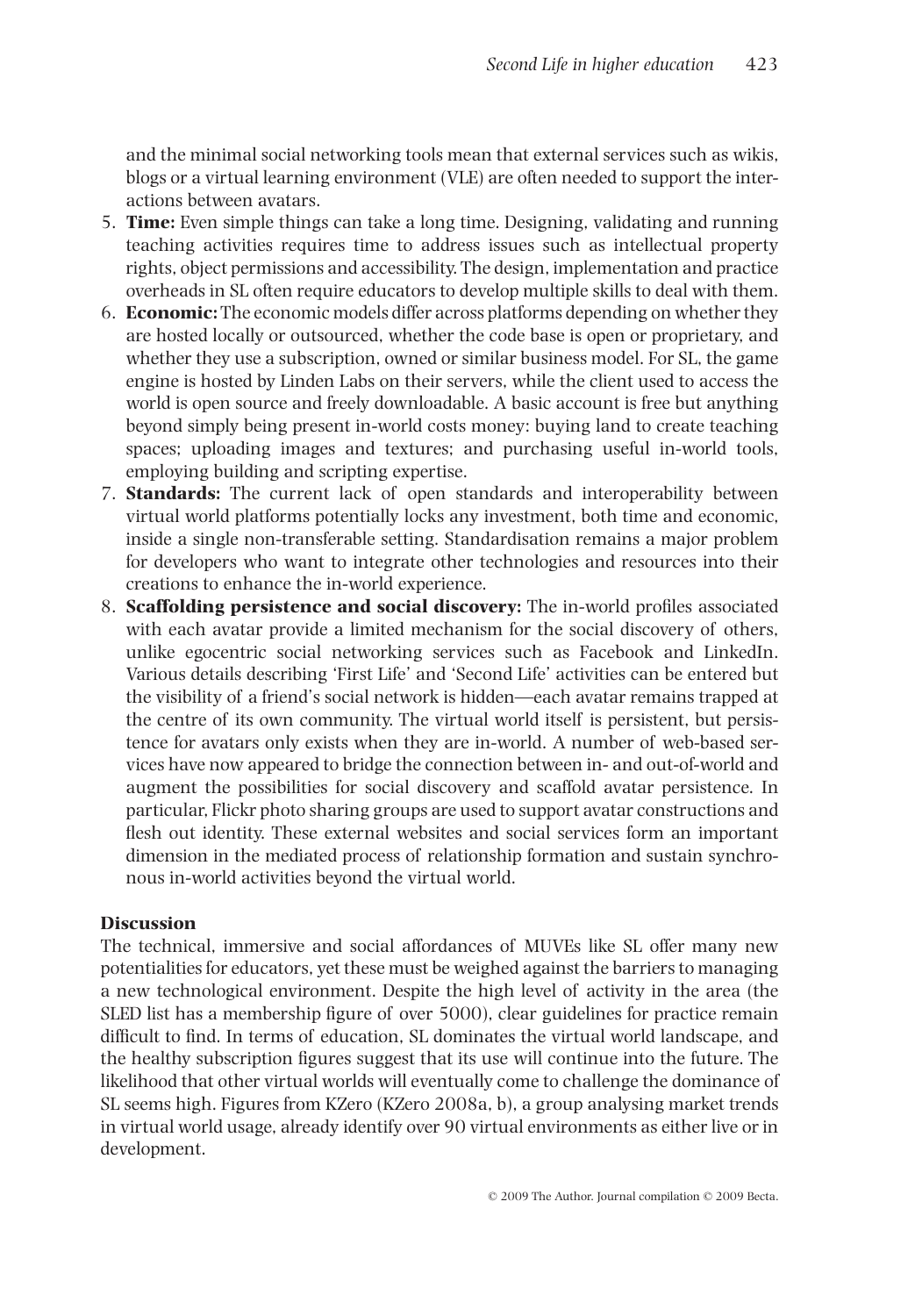and the minimal social networking tools mean that external services such as wikis, blogs or a virtual learning environment (VLE) are often needed to support the interactions between avatars.

5. **Time:** Even simple things can take a long time. Designing, validating and running teaching activities requires time to address issues such as intellectual property rights, object permissions and accessibility. The design, implementation and practice overheads in SL often require educators to develop multiple skills to deal with them.
6. **Economic:** The economic models differ across platforms depending on whether they are hosted locally or outsourced, whether the code base is open or proprietary, and whether they use a subscription, owned or similar business model. For SL, the game engine is hosted by Linden Labs on their servers, while the client used to access the world is open source and freely downloadable. A basic account is free but anything beyond simply being present in-world costs money: buying land to create teaching spaces; uploading images and textures; and purchasing useful in-world tools, employing building and scripting expertise.
7. **Standards:** The current lack of open standards and interoperability between virtual world platforms potentially locks any investment, both time and economic, inside a single non-transferable setting. Standardisation remains a major problem for developers who want to integrate other technologies and resources into their creations to enhance the in-world experience.
8. **Scaffolding persistence and social discovery:** The in-world profiles associated with each avatar provide a limited mechanism for the social discovery of others, unlike egocentric social networking services such as Facebook and LinkedIn. Various details describing 'First Life' and 'Second Life' activities can be entered but the visibility of a friend's social network is hidden—each avatar remains trapped at the centre of its own community. The virtual world itself is persistent, but persistence for avatars only exists when they are in-world. A number of web-based services have now appeared to bridge the connection between in- and out-of-world and augment the possibilities for social discovery and scaffold avatar persistence. In particular, Flickr photo sharing groups are used to support avatar constructions and flesh out identity. These external websites and social services form an important dimension in the mediated process of relationship formation and sustain synchronous in-world activities beyond the virtual world.

### Discussion

The technical, immersive and social affordances of MUVEs like SL offer many new potentialities for educators, yet these must be weighed against the barriers to managing a new technological environment. Despite the high level of activity in the area (the SLED list has a membership figure of over 5000), clear guidelines for practice remain difficult to find. In terms of education, SL dominates the virtual world landscape, and the healthy subscription figures suggest that its use will continue into the future. The likelihood that other virtual worlds will eventually come to challenge the dominance of SL seems high. Figures from KZero (KZero 2008a, b), a group analysing market trends in virtual world usage, already identify over 90 virtual environments as either live or in development.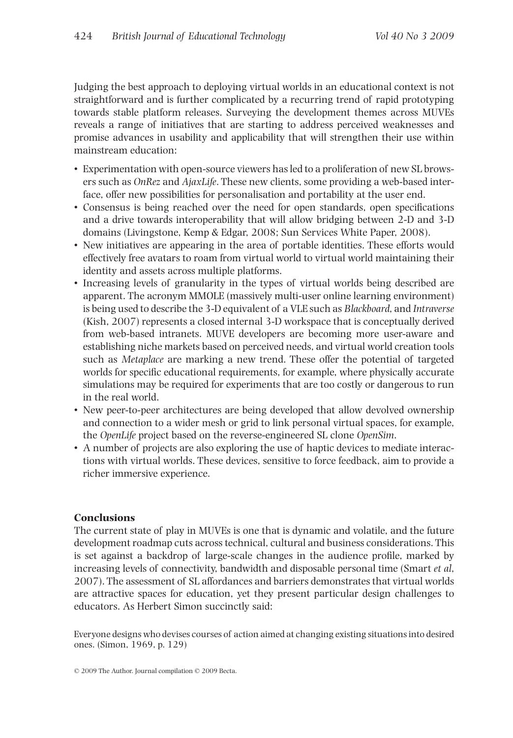Judging the best approach to deploying virtual worlds in an educational context is not straightforward and is further complicated by a recurring trend of rapid prototyping towards stable platform releases. Surveying the development themes across MUVEs reveals a range of initiatives that are starting to address perceived weaknesses and promise advances in usability and applicability that will strengthen their use within mainstream education:

- Experimentation with open-source viewers has led to a proliferation of new SL browsers such as *OnRez* and *AjaxLife*. These new clients, some providing a web-based interface, offer new possibilities for personalisation and portability at the user end.
- Consensus is being reached over the need for open standards, open specifications and a drive towards interoperability that will allow bridging between 2-D and 3-D domains (Livingstone, Kemp & Edgar, 2008; Sun Services White Paper, 2008).
- New initiatives are appearing in the area of portable identities. These efforts would effectively free avatars to roam from virtual world to virtual world maintaining their identity and assets across multiple platforms.
- Increasing levels of granularity in the types of virtual worlds being described are apparent. The acronym MMOLE (massively multi-user online learning environment) is being used to describe the 3-D equivalent of a VLE such as *Blackboard*, and *Intraverse* (Kish, 2007) represents a closed internal 3-D workspace that is conceptually derived from web-based intranets. MUVE developers are becoming more user-aware and establishing niche markets based on perceived needs, and virtual world creation tools such as *Metaplace* are marking a new trend. These offer the potential of targeted worlds for specific educational requirements, for example, where physically accurate simulations may be required for experiments that are too costly or dangerous to run in the real world.
- New peer-to-peer architectures are being developed that allow devolved ownership and connection to a wider mesh or grid to link personal virtual spaces, for example, the *OpenLife* project based on the reverse-engineered SL clone *OpenSim*.
- A number of projects are also exploring the use of haptic devices to mediate interactions with virtual worlds. These devices, sensitive to force feedback, aim to provide a richer immersive experience.

## Conclusions

The current state of play in MUVEs is one that is dynamic and volatile, and the future development roadmap cuts across technical, cultural and business considerations. This is set against a backdrop of large-scale changes in the audience profile, marked by increasing levels of connectivity, bandwidth and disposable personal time (Smart *et al*, 2007). The assessment of SL affordances and barriers demonstrates that virtual worlds are attractive spaces for education, yet they present particular design challenges to educators. As Herbert Simon succinctly said:

> Everyone designs who devises courses of action aimed at changing existing situations into desired ones. (Simon, 1969, p. 129)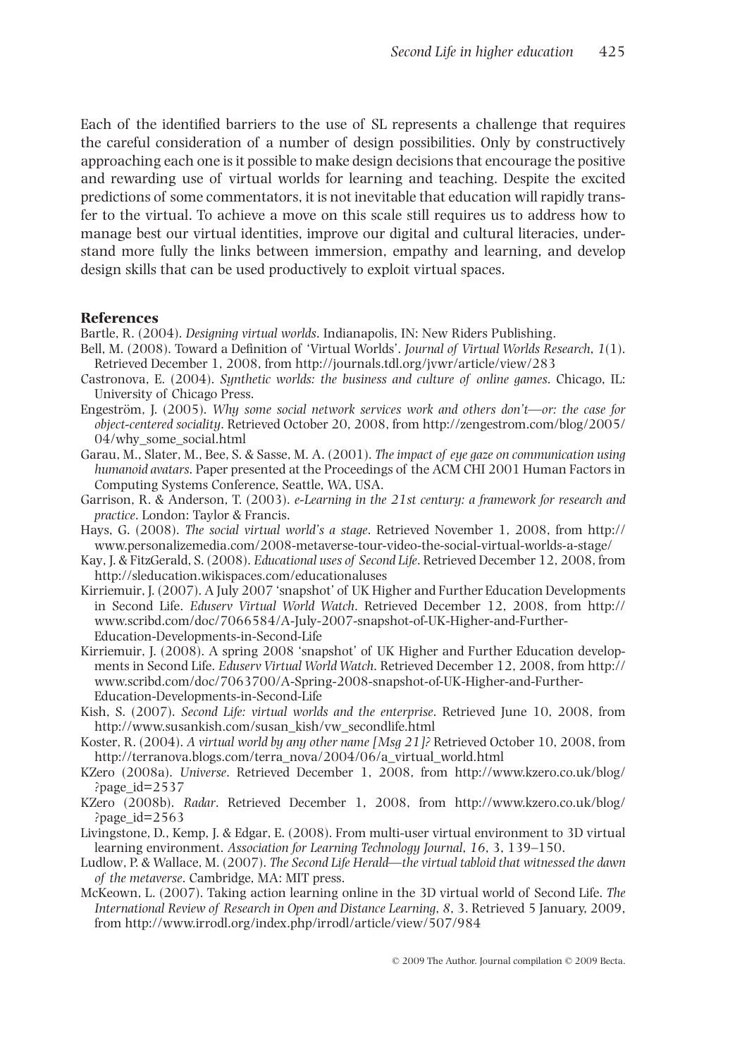Each of the identified barriers to the use of SL represents a challenge that requires the careful consideration of a number of design possibilities. Only by constructively approaching each one is it possible to make design decisions that encourage the positive and rewarding use of virtual worlds for learning and teaching. Despite the excited predictions of some commentators, it is not inevitable that education will rapidly transfer to the virtual. To achieve a move on this scale still requires us to address how to manage best our virtual identities, improve our digital and cultural literacies, understand more fully the links between immersion, empathy and learning, and develop design skills that can be used productively to exploit virtual spaces.

## References

Bartle, R. (2004). *Designing virtual worlds*. Indianapolis, IN: New Riders Publishing.

Bell, M. (2008). Toward a Definition of 'Virtual Worlds'. *Journal of Virtual Worlds Research*, *1*(1). Retrieved December 1, 2008, from http://journals.tdl.org/jvwr/article/view/283

Castronova, E. (2004). *Synthetic worlds: the business and culture of online games*. Chicago, IL: University of Chicago Press.

Engeström, J. (2005). *Why some social network services work and others don't—or: the case for object-centered sociality*. Retrieved October 20, 2008, from http://zengestrom.com/blog/2005/04/why_some_social.html

Garau, M., Slater, M., Bee, S. & Sasse, M. A. (2001). *The impact of eye gaze on communication using humanoid avatars*. Paper presented at the Proceedings of the ACM CHI 2001 Human Factors in Computing Systems Conference, Seattle, WA, USA.

Garrison, R. & Anderson, T. (2003). *e-Learning in the 21st century: a framework for research and practice*. London: Taylor & Francis.

Hays, G. (2008). *The social virtual world's a stage*. Retrieved November 1, 2008, from http://www.personalizemedia.com/2008-metaverse-tour-video-the-social-virtual-worlds-a-stage/

Kay, J. & FitzGerald, S. (2008). *Educational uses of Second Life*. Retrieved December 12, 2008, from http://sleducation.wikispaces.com/educationaluses

Kirriemuir, J. (2007). A July 2007 'snapshot' of UK Higher and Further Education Developments in Second Life. *Eduserv Virtual World Watch*. Retrieved December 12, 2008, from http://www.scribd.com/doc/7066584/A-July-2007-snapshot-of-UK-Higher-and-Further-Education-Developments-in-Second-Life

Kirriemuir, J. (2008). A spring 2008 'snapshot' of UK Higher and Further Education developments in Second Life. *Eduserv Virtual World Watch*. Retrieved December 12, 2008, from http://www.scribd.com/doc/7063700/A-Spring-2008-snapshot-of-UK-Higher-and-Further-Education-Developments-in-Second-Life

Kish, S. (2007). *Second Life: virtual worlds and the enterprise*. Retrieved June 10, 2008, from http://www.susankish.com/susan_kish/vw_secondlife.html

Koster, R. (2004). *A virtual world by any other name [Msg 21]?* Retrieved October 10, 2008, from http://terranova.blogs.com/terra_nova/2004/06/a_virtual_world.html

KZero (2008a). *Universe*. Retrieved December 1, 2008, from http://www.kzero.co.uk/blog/?page_id=2537

KZero (2008b). *Radar*. Retrieved December 1, 2008, from http://www.kzero.co.uk/blog/?page_id=2563

Livingstone, D., Kemp, J. & Edgar, E. (2008). From multi-user virtual environment to 3D virtual learning environment. *Association for Learning Technology Journal*, *16*, 3, 139–150.

Ludlow, P. & Wallace, M. (2007). *The Second Life Herald—the virtual tabloid that witnessed the dawn of the metaverse*. Cambridge, MA: MIT press.

McKeown, L. (2007). Taking action learning online in the 3D virtual world of Second Life. *The International Review of Research in Open and Distance Learning*, *8*, 3. Retrieved 5 January, 2009, from http://www.irrodl.org/index.php/irrodl/article/view/507/984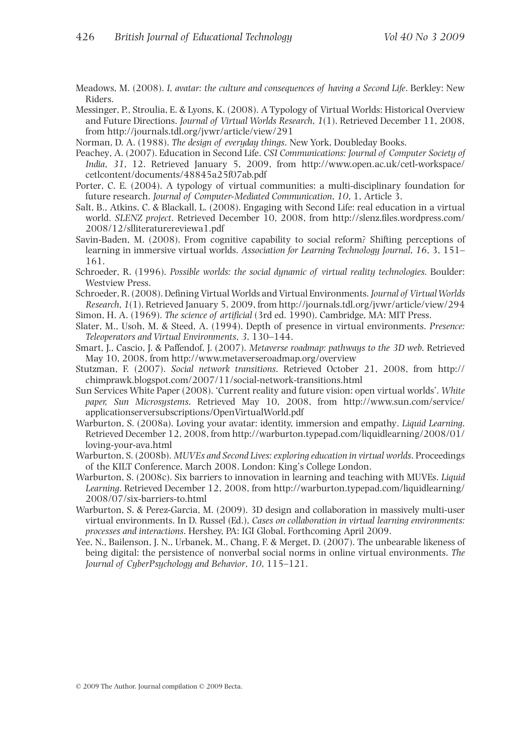Meadows, M. (2008). *I, avatar: the culture and consequences of having a Second Life*. Berkley: New Riders.

Messinger, P., Stroulia, E. & Lyons, K. (2008). A Typology of Virtual Worlds: Historical Overview and Future Directions. *Journal of Virtual Worlds Research*, *1*(1). Retrieved December 11, 2008, from http://journals.tdl.org/jvwr/article/view/291

Norman, D. A. (1988). *The design of everyday things*. New York, Doubleday Books.

Peachey, A. (2007). Education in Second Life. *CSI Communications: Journal of Computer Society of India*, *31*, 12. Retrieved January 5, 2009, from http://www.open.ac.uk/cetl-workspace/cetlcontent/documents/48845a25f07ab.pdf

Porter, C. E. (2004). A typology of virtual communities: a multi-disciplinary foundation for future research. *Journal of Computer-Mediated Communication*, *10*, 1, Article 3.

Salt, B., Atkins, C. & Blackall, L. (2008). Engaging with Second Life: real education in a virtual world. *SLENZ project*. Retrieved December 10, 2008, from http://slenz.files.wordpress.com/2008/12/slliteraturereviewa1.pdf

Savin-Baden, M. (2008). From cognitive capability to social reform? Shifting perceptions of learning in immersive virtual worlds. *Association for Learning Technology Journal*, *16*, 3, 151–161.

Schroeder, R. (1996). *Possible worlds: the social dynamic of virtual reality technologies*. Boulder: Westview Press.

Schroeder, R. (2008). Defining Virtual Worlds and Virtual Environments. *Journal of Virtual Worlds Research*, *1*(1). Retrieved January 5, 2009, from http://journals.tdl.org/jvwr/article/view/294

Simon, H. A. (1969). *The science of artificial* (3rd ed. 1990). Cambridge, MA: MIT Press.

Slater, M., Usoh, M. & Steed, A. (1994). Depth of presence in virtual environments. *Presence: Teleoperators and Virtual Environments*, *3*, 130–144.

Smart, J., Cascio, J. & Paffendof, J. (2007). *Metaverse roadmap: pathways to the 3D web*. Retrieved May 10, 2008, from http://www.metaverseroadmap.org/overview

Stutzman, F. (2007). *Social network transitions*. Retrieved October 21, 2008, from http://chimprawk.blogspot.com/2007/11/social-network-transitions.html

Sun Services White Paper (2008). 'Current reality and future vision: open virtual worlds'. *White paper, Sun Microsystems*. Retrieved May 10, 2008, from http://www.sun.com/service/applicationserversubscriptions/OpenVirtualWorld.pdf

Warburton, S. (2008a). Loving your avatar: identity, immersion and empathy. *Liquid Learning*. Retrieved December 12, 2008, from http://warburton.typepad.com/liquidlearning/2008/01/loving-your-ava.html

Warburton, S. (2008b). *MUVEs and Second Lives: exploring education in virtual worlds*. Proceedings of the KILT Conference, March 2008. London: King's College London.

Warburton, S. (2008c). Six barriers to innovation in learning and teaching with MUVEs. *Liquid Learning*. Retrieved December 12, 2008, from http://warburton.typepad.com/liquidlearning/2008/07/six-barriers-to.html

Warburton, S. & Perez-Garcia, M. (2009). 3D design and collaboration in massively multi-user virtual environments. In D. Russel (Ed.), *Cases on collaboration in virtual learning environments: processes and interactions*. Hershey, PA: IGI Global. Forthcoming April 2009.

Yee, N., Bailenson, J. N., Urbanek, M., Chang, F. & Merget, D. (2007). The unbearable likeness of being digital: the persistence of nonverbal social norms in online virtual environments. *The Journal of CyberPsychology and Behavior*, *10*, 115–121.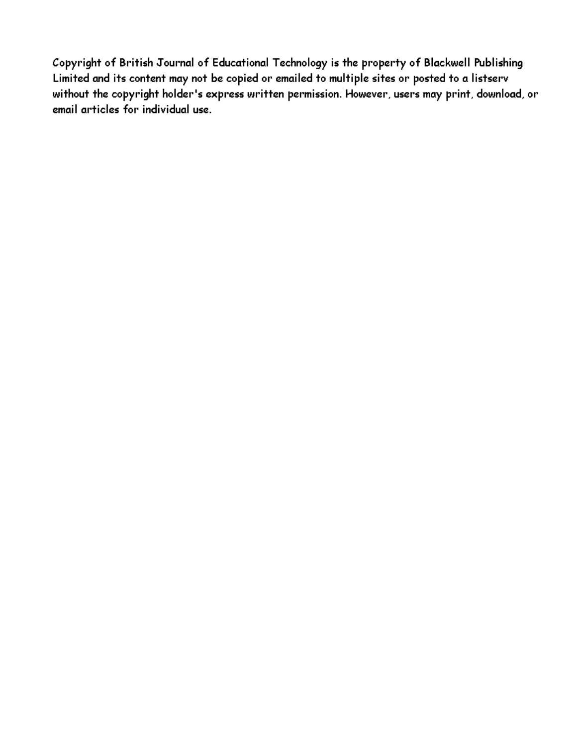Copyright of British Journal of Educational Technology is the property of Blackwell Publishing Limited and its content may not be copied or emailed to multiple sites or posted to a listserv without the copyright holder's express written permission. However, users may print, download, or email articles for individual use.